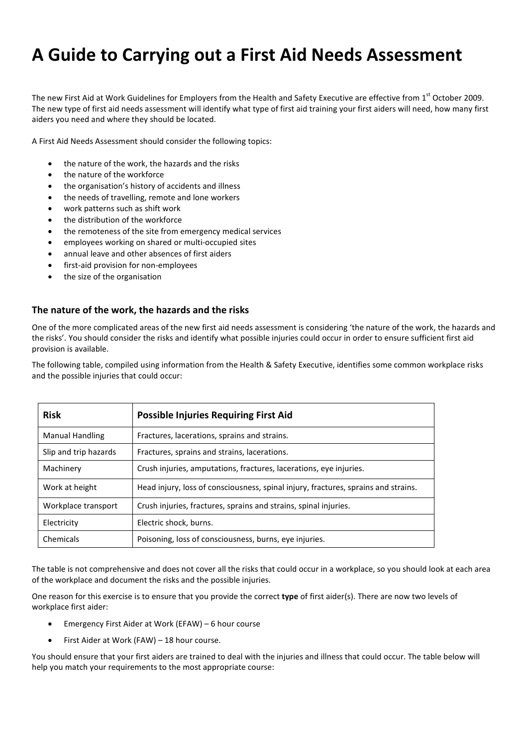# A Guide to Carrying out a First Aid Needs Assessment

The new First Aid at Work Guidelines for Employers from the Health and Safety Executive are effective from 1st October 2009. The new type of first aid needs assessment will identify what type of first aid training your first aiders will need, how many first aiders you need and where they should be located.

A First Aid Needs Assessment should consider the following topics:

- the nature of the work, the hazards and the risks
- the nature of the workforce
- the organisation's history of accidents and illness
- the needs of travelling, remote and lone workers
- work patterns such as shift work
- the distribution of the workforce
- the remoteness of the site from emergency medical services
- employees working on shared or multi-occupied sites
- annual leave and other absences of first aiders
- first-aid provision for non-employees
- the size of the organisation

### The nature of the work, the hazards and the risks

One of the more complicated areas of the new first aid needs assessment is considering 'the nature of the work, the hazards and the risks'. You should consider the risks and identify what possible injuries could occur in order to ensure sufficient first aid provision is available.

The following table, compiled using information from the Health & Safety Executive, identifies some common workplace risks and the possible injuries that could occur:

| Risk | Possible Injuries Requiring First Aid |
|---|---|
| Manual Handling | Fractures, lacerations, sprains and strains. |
| Slip and trip hazards | Fractures, sprains and strains, lacerations. |
| Machinery | Crush injuries, amputations, fractures, lacerations, eye injuries. |
| Work at height | Head injury, loss of consciousness, spinal injury, fractures, sprains and strains. |
| Workplace transport | Crush injuries, fractures, sprains and strains, spinal injuries. |
| Electricity | Electric shock, burns. |
| Chemicals | Poisoning, loss of consciousness, burns, eye injuries. |

The table is not comprehensive and does not cover all the risks that could occur in a workplace, so you should look at each area of the workplace and document the risks and the possible injuries.

One reason for this exercise is to ensure that you provide the correct **type** of first aider(s). There are now two levels of workplace first aider:

- Emergency First Aider at Work (EFAW) – 6 hour course
- First Aider at Work (FAW) – 18 hour course.

You should ensure that your first aiders are trained to deal with the injuries and illness that could occur. The table below will help you match your requirements to the most appropriate course: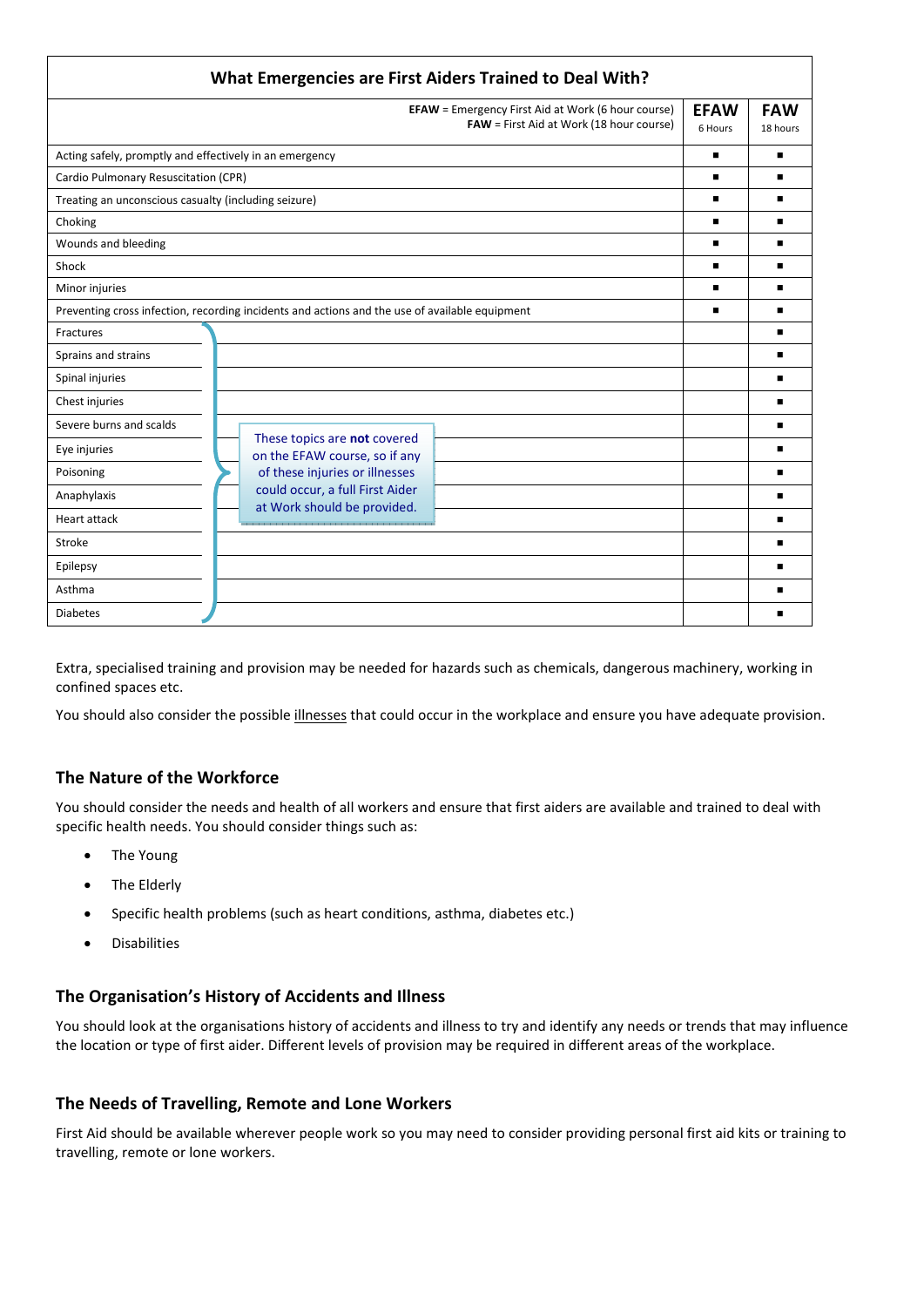| What Emergencies are First Aiders Trained to Deal With? | | |
|---|---|---|
| **EFAW** = Emergency First Aid at Work (6 hour course) **FAW** = First Aid at Work (18 hour course) | **EFAW** 6 Hours | **FAW** 18 hours |
| Acting safely, promptly and effectively in an emergency | ■ | ■ |
| Cardio Pulmonary Resuscitation (CPR) | ■ | ■ |
| Treating an unconscious casualty (including seizure) | ■ | ■ |
| Choking | ■ | ■ |
| Wounds and bleeding | ■ | ■ |
| Shock | ■ | ■ |
| Minor injuries | ■ | ■ |
| Preventing cross infection, recording incidents and actions and the use of available equipment | ■ | ■ |
| Fractures | | ■ |
| Sprains and strains | | ■ |
| Spinal injuries | | ■ |
| Chest injuries | | ■ |
| Severe burns and scalds | | ■ |
| Eye injuries | | ■ |
| Poisoning | | ■ |
| Anaphylaxis | | ■ |
| Heart attack | | ■ |
| Stroke | | ■ |
| Epilepsy | | ■ |
| Asthma | | ■ |
| Diabetes | | ■ |

These topics are **not** covered on the EFAW course, so if any of these injuries or illnesses could occur, a full First Aider at Work should be provided.

Extra, specialised training and provision may be needed for hazards such as chemicals, dangerous machinery, working in confined spaces etc.

You should also consider the possible illnesses that could occur in the workplace and ensure you have adequate provision.

## The Nature of the Workforce

You should consider the needs and health of all workers and ensure that first aiders are available and trained to deal with specific health needs. You should consider things such as:

- The Young
- The Elderly
- Specific health problems (such as heart conditions, asthma, diabetes etc.)
- Disabilities

## The Organisation's History of Accidents and Illness

You should look at the organisations history of accidents and illness to try and identify any needs or trends that may influence the location or type of first aider. Different levels of provision may be required in different areas of the workplace.

## The Needs of Travelling, Remote and Lone Workers

First Aid should be available wherever people work so you may need to consider providing personal first aid kits or training to travelling, remote or lone workers.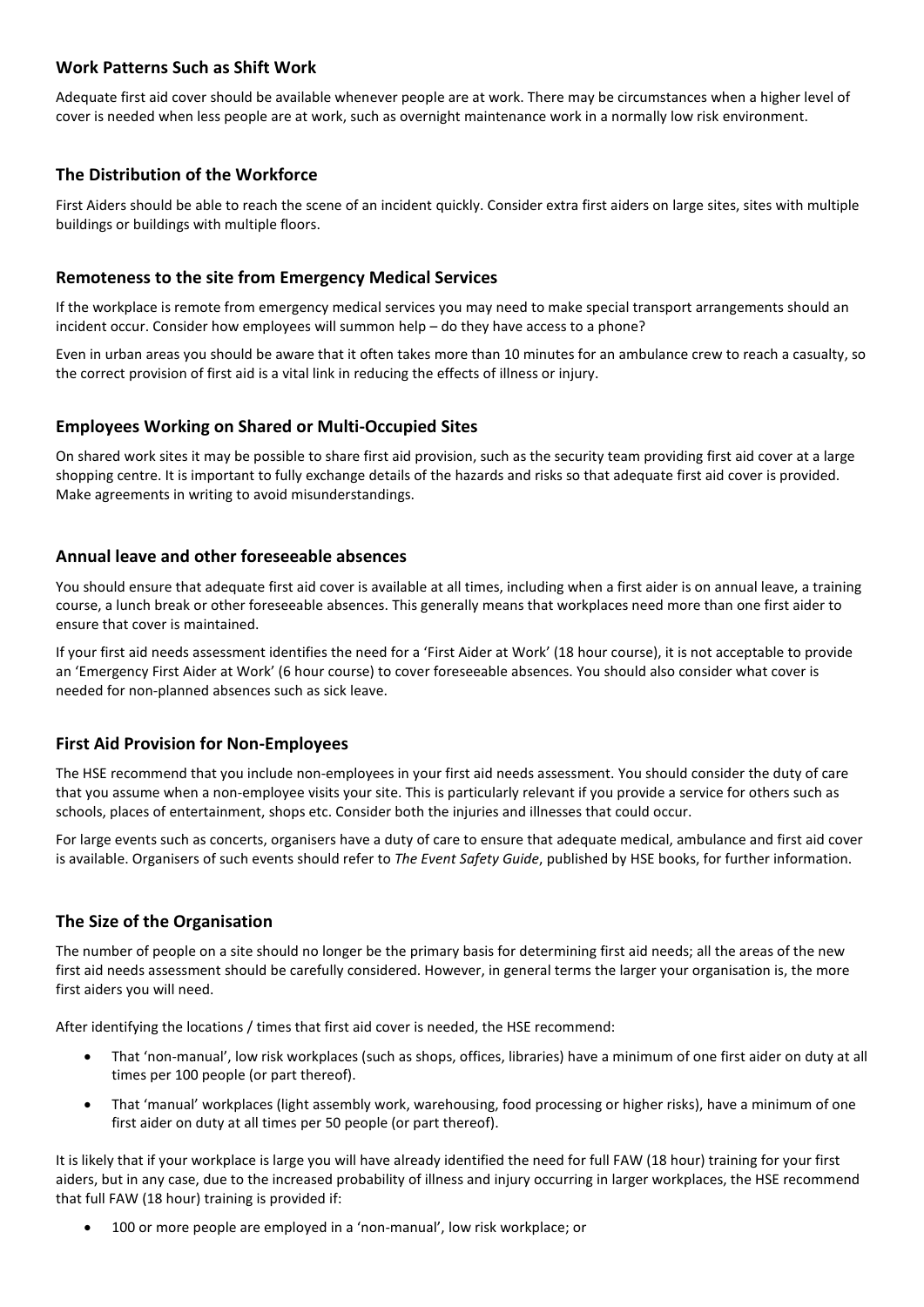### Work Patterns Such as Shift Work

Adequate first aid cover should be available whenever people are at work. There may be circumstances when a higher level of cover is needed when less people are at work, such as overnight maintenance work in a normally low risk environment.

### The Distribution of the Workforce

First Aiders should be able to reach the scene of an incident quickly. Consider extra first aiders on large sites, sites with multiple buildings or buildings with multiple floors.

### Remoteness to the site from Emergency Medical Services

If the workplace is remote from emergency medical services you may need to make special transport arrangements should an incident occur. Consider how employees will summon help – do they have access to a phone?

Even in urban areas you should be aware that it often takes more than 10 minutes for an ambulance crew to reach a casualty, so the correct provision of first aid is a vital link in reducing the effects of illness or injury.

### Employees Working on Shared or Multi-Occupied Sites

On shared work sites it may be possible to share first aid provision, such as the security team providing first aid cover at a large shopping centre. It is important to fully exchange details of the hazards and risks so that adequate first aid cover is provided. Make agreements in writing to avoid misunderstandings.

### Annual leave and other foreseeable absences

You should ensure that adequate first aid cover is available at all times, including when a first aider is on annual leave, a training course, a lunch break or other foreseeable absences. This generally means that workplaces need more than one first aider to ensure that cover is maintained.

If your first aid needs assessment identifies the need for a 'First Aider at Work' (18 hour course), it is not acceptable to provide an 'Emergency First Aider at Work' (6 hour course) to cover foreseeable absences. You should also consider what cover is needed for non-planned absences such as sick leave.

### First Aid Provision for Non-Employees

The HSE recommend that you include non-employees in your first aid needs assessment. You should consider the duty of care that you assume when a non-employee visits your site. This is particularly relevant if you provide a service for others such as schools, places of entertainment, shops etc. Consider both the injuries and illnesses that could occur.

For large events such as concerts, organisers have a duty of care to ensure that adequate medical, ambulance and first aid cover is available. Organisers of such events should refer to *The Event Safety Guide*, published by HSE books, for further information.

### The Size of the Organisation

The number of people on a site should no longer be the primary basis for determining first aid needs; all the areas of the new first aid needs assessment should be carefully considered. However, in general terms the larger your organisation is, the more first aiders you will need.

After identifying the locations / times that first aid cover is needed, the HSE recommend:

- That 'non-manual', low risk workplaces (such as shops, offices, libraries) have a minimum of one first aider on duty at all times per 100 people (or part thereof).
- That 'manual' workplaces (light assembly work, warehousing, food processing or higher risks), have a minimum of one first aider on duty at all times per 50 people (or part thereof).

It is likely that if your workplace is large you will have already identified the need for full FAW (18 hour) training for your first aiders, but in any case, due to the increased probability of illness and injury occurring in larger workplaces, the HSE recommend that full FAW (18 hour) training is provided if:

- 100 or more people are employed in a 'non-manual', low risk workplace; or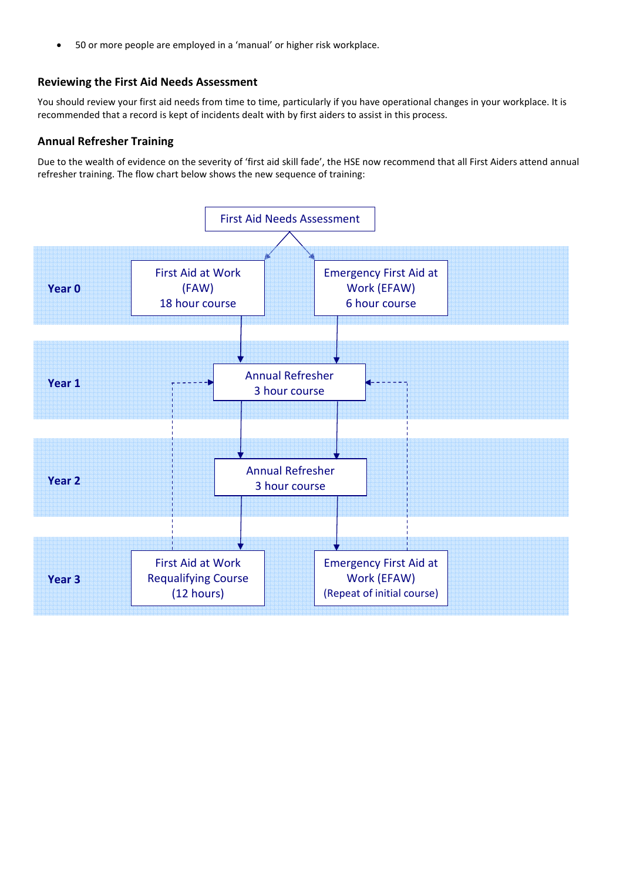- 50 or more people are employed in a 'manual' or higher risk workplace.

### Reviewing the First Aid Needs Assessment

You should review your first aid needs from time to time, particularly if you have operational changes in your workplace. It is recommended that a record is kept of incidents dealt with by first aiders to assist in this process.

### Annual Refresher Training

Due to the wealth of evidence on the severity of 'first aid skill fade', the HSE now recommend that all First Aiders attend annual refresher training. The flow chart below shows the new sequence of training:

First Aid Needs Assessment

Year 0

First Aid at Work (FAW) 18 hour course

Emergency First Aid at Work (EFAW) 6 hour course

Year 1

Annual Refresher 3 hour course

Year 2

Annual Refresher 3 hour course

Year 3

First Aid at Work Requalifying Course (12 hours)

Emergency First Aid at Work (EFAW) (Repeat of initial course)